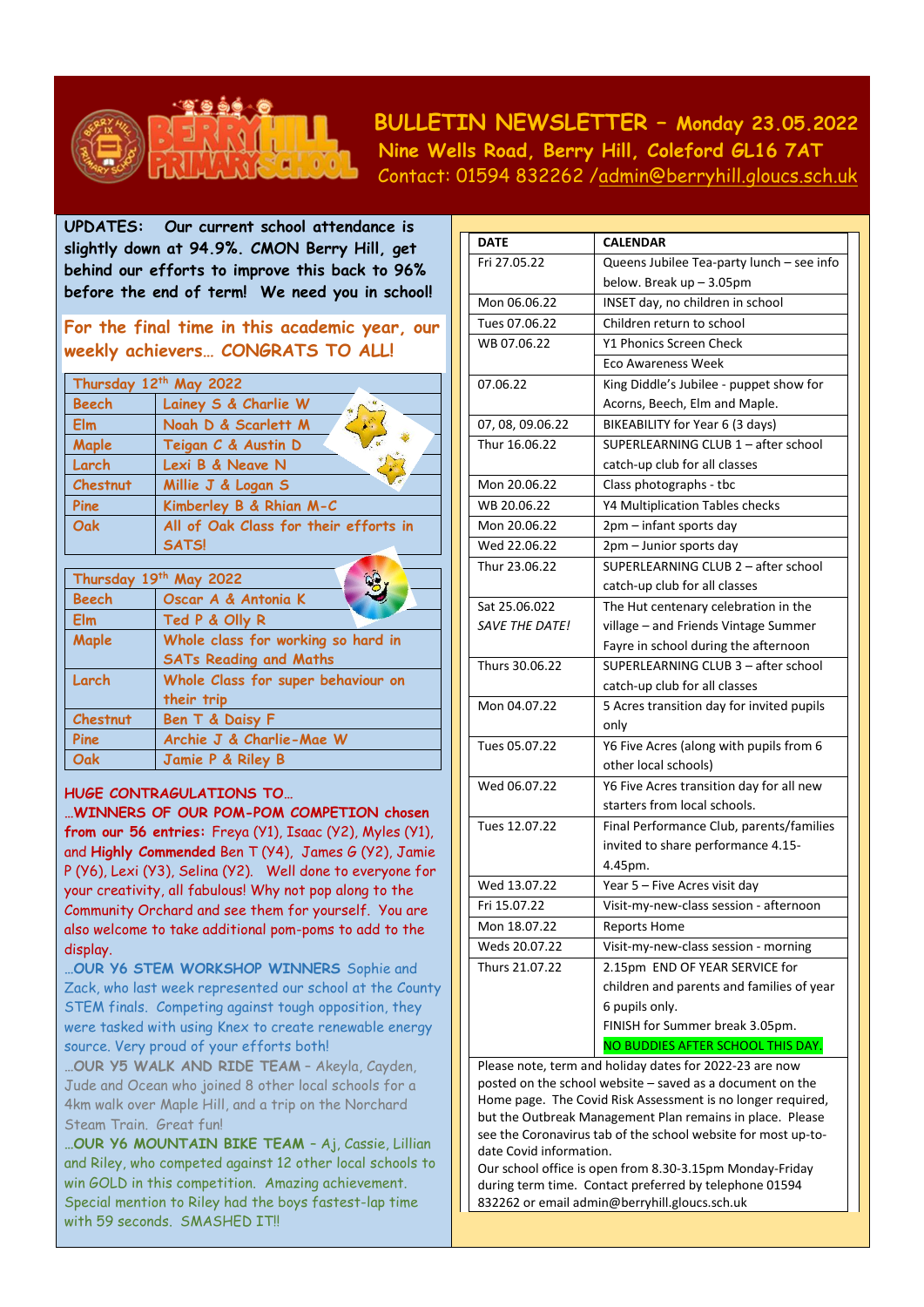# BULLETIN NEWSLETTER – Monday 23.05.2022

**Nine Wells Road, Berry Hill, Coleford GL16 7AT**

Contact: 01594 832262 /admin@berryhill.gloucs.sch.uk

**UPDATES: Our current school attendance is slightly down at 94.9%. CMON Berry Hill, get behind our efforts to improve this back to 96% before the end of term! We need you in school!**

**For the final time in this academic year, our weekly achievers… CONGRATS TO ALL!**

| Thursday 12th May 2022 | |
|---|---|
| Beech | Lainey S & Charlie W |
| Elm | Noah D & Scarlett M |
| Maple | Teigan C & Austin D |
| Larch | Lexi B & Neave N |
| Chestnut | Millie J & Logan S |
| Pine | Kimberley B & Rhian M-C |
| Oak | All of Oak Class for their efforts in SATS! |

| Thursday 19th May 2022 | |
|---|---|
| Beech | Oscar A & Antonia K |
| Elm | Ted P & Olly R |
| Maple | Whole class for working so hard in SATs Reading and Maths |
| Larch | Whole Class for super behaviour on their trip |
| Chestnut | Ben T & Daisy F |
| Pine | Archie J & Charlie-Mae W |
| Oak | Jamie P & Riley B |

**HUGE CONTRAGULATIONS TO…**

…**WINNERS OF OUR POM-POM COMPETION chosen from our 56 entries:** Freya (Y1), Isaac (Y2), Myles (Y1), and **Highly Commended** Ben T (Y4), James G (Y2), Jamie P (Y6), Lexi (Y3), Selina (Y2). Well done to everyone for your creativity, all fabulous! Why not pop along to the Community Orchard and see them for yourself. You are also welcome to take additional pom-poms to add to the display.

…**OUR Y6 STEM WORKSHOP WINNERS** Sophie and Zack, who last week represented our school at the County STEM finals. Competing against tough opposition, they were tasked with using Knex to create renewable energy source. Very proud of your efforts both!

…**OUR Y5 WALK AND RIDE TEAM** – Akeyla, Cayden, Jude and Ocean who joined 8 other local schools for a 4km walk over Maple Hill, and a trip on the Norchard Steam Train. Great fun!

…**OUR Y6 MOUNTAIN BIKE TEAM** – Aj, Cassie, Lillian and Riley, who competed against 12 other local schools to win GOLD in this competition. Amazing achievement. Special mention to Riley had the boys fastest-lap time with 59 seconds. SMASHED IT!!

| DATE | CALENDAR |
|---|---|
| Fri 27.05.22 | Queens Jubilee Tea-party lunch – see info below. Break up – 3.05pm |
| Mon 06.06.22 | INSET day, no children in school |
| Tues 07.06.22 | Children return to school |
| WB 07.06.22 | Y1 Phonics Screen Check |
| | Eco Awareness Week |
| 07.06.22 | King Diddle's Jubilee - puppet show for Acorns, Beech, Elm and Maple. |
| 07, 08, 09.06.22 | BIKEABILITY for Year 6 (3 days) |
| Thur 16.06.22 | SUPERLEARNING CLUB 1 – after school catch-up club for all classes |
| Mon 20.06.22 | Class photographs - tbc |
| WB 20.06.22 | Y4 Multiplication Tables checks |
| Mon 20.06.22 | 2pm – infant sports day |
| Wed 22.06.22 | 2pm – Junior sports day |
| Thur 23.06.22 | SUPERLEARNING CLUB 2 – after school catch-up club for all classes |
| Sat 25.06.022 *SAVE THE DATE!* | The Hut centenary celebration in the village – and Friends Vintage Summer Fayre in school during the afternoon |
| Thurs 30.06.22 | SUPERLEARNING CLUB 3 – after school catch-up club for all classes |
| Mon 04.07.22 | 5 Acres transition day for invited pupils only |
| Tues 05.07.22 | Y6 Five Acres (along with pupils from 6 other local schools) |
| Wed 06.07.22 | Y6 Five Acres transition day for all new starters from local schools. |
| Tues 12.07.22 | Final Performance Club, parents/families invited to share performance 4.15-4.45pm. |
| Wed 13.07.22 | Year 5 – Five Acres visit day |
| Fri 15.07.22 | Visit-my-new-class session - afternoon |
| Mon 18.07.22 | Reports Home |
| Weds 20.07.22 | Visit-my-new-class session - morning |
| Thurs 21.07.22 | 2.15pm END OF YEAR SERVICE for children and parents and families of year 6 pupils only. FINISH for Summer break 3.05pm. NO BUDDIES AFTER SCHOOL THIS DAY. |

Please note, term and holiday dates for 2022-23 are now posted on the school website – saved as a document on the Home page. The Covid Risk Assessment is no longer required, but the Outbreak Management Plan remains in place. Please see the Coronavirus tab of the school website for most up-to-date Covid information.

Our school office is open from 8.30-3.15pm Monday-Friday during term time. Contact preferred by telephone 01594 832262 or email admin@berryhill.gloucs.sch.uk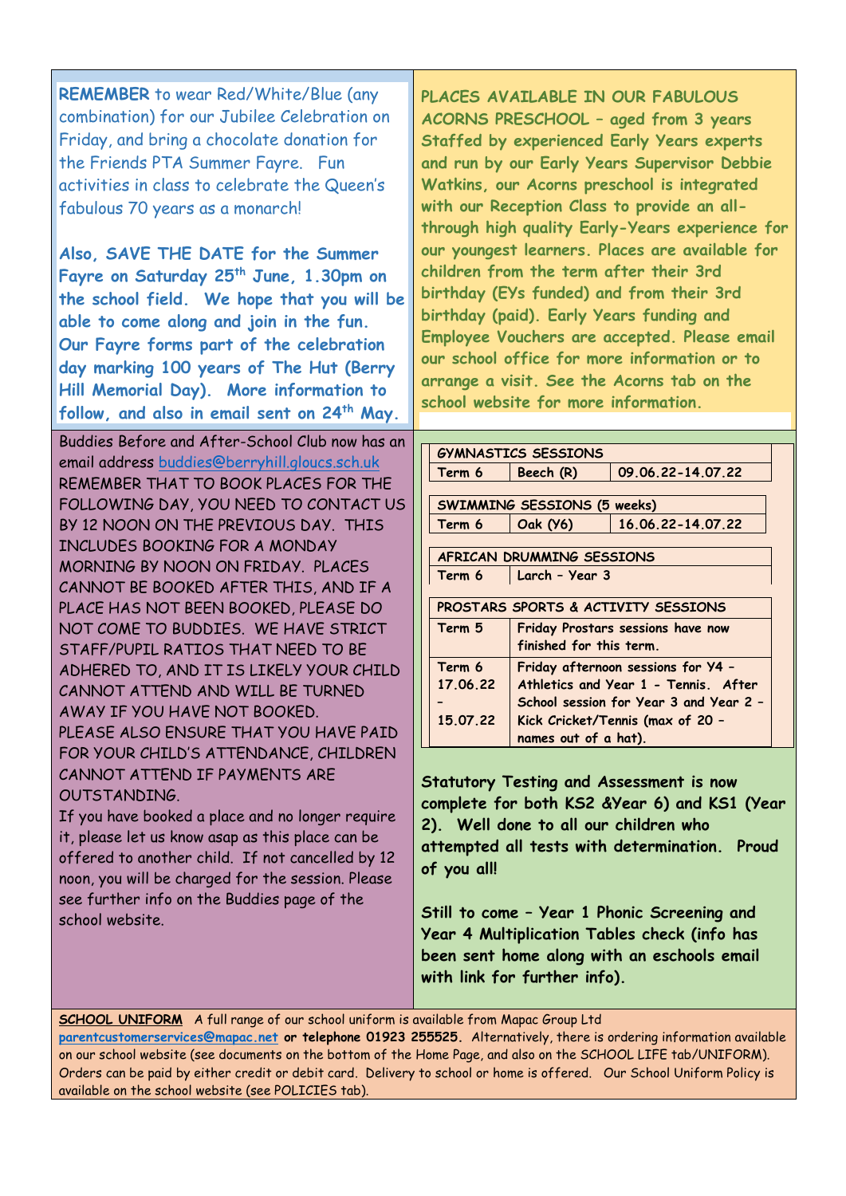**REMEMBER** to wear Red/White/Blue (any combination) for our Jubilee Celebration on Friday, and bring a chocolate donation for the Friends PTA Summer Fayre. Fun activities in class to celebrate the Queen's fabulous 70 years as a monarch!

**Also, SAVE THE DATE for the Summer Fayre on Saturday 25th June, 1.30pm on the school field. We hope that you will be able to come along and join in the fun. Our Fayre forms part of the celebration day marking 100 years of The Hut (Berry Hill Memorial Day). More information to follow, and also in email sent on 24th May.**

**PLACES AVAILABLE IN OUR FABULOUS ACORNS PRESCHOOL – aged from 3 years Staffed by experienced Early Years experts and run by our Early Years Supervisor Debbie Watkins, our Acorns preschool is integrated with our Reception Class to provide an all-through high quality Early-Years experience for our youngest learners. Places are available for children from the term after their 3rd birthday (EYs funded) and from their 3rd birthday (paid). Early Years funding and Employee Vouchers are accepted. Please email our school office for more information or to arrange a visit. See the Acorns tab on the school website for more information.**

Buddies Before and After-School Club now has an email address buddies@berryhill.gloucs.sch.uk
REMEMBER THAT TO BOOK PLACES FOR THE FOLLOWING DAY, YOU NEED TO CONTACT US BY 12 NOON ON THE PREVIOUS DAY. THIS INCLUDES BOOKING FOR A MONDAY MORNING BY NOON ON FRIDAY. PLACES CANNOT BE BOOKED AFTER THIS, AND IF A PLACE HAS NOT BEEN BOOKED, PLEASE DO NOT COME TO BUDDIES. WE HAVE STRICT STAFF/PUPIL RATIOS THAT NEED TO BE ADHERED TO, AND IT IS LIKELY YOUR CHILD CANNOT ATTEND AND WILL BE TURNED AWAY IF YOU HAVE NOT BOOKED.
PLEASE ALSO ENSURE THAT YOU HAVE PAID FOR YOUR CHILD'S ATTENDANCE, CHILDREN CANNOT ATTEND IF PAYMENTS ARE OUTSTANDING.
If you have booked a place and no longer require it, please let us know asap as this place can be offered to another child. If not cancelled by 12 noon, you will be charged for the session. Please see further info on the Buddies page of the school website.

| GYMNASTICS SESSIONS | | |
|---|---|---|
| Term 6 | Beech (R) | 09.06.22-14.07.22 |

| SWIMMING SESSIONS (5 weeks) | | |
|---|---|---|
| Term 6 | Oak (Y6) | 16.06.22-14.07.22 |

| AFRICAN DRUMMING SESSIONS | |
|---|---|
| Term 6 | Larch – Year 3 |

| PROSTARS SPORTS & ACTIVITY SESSIONS | |
|---|---|
| Term 5 | Friday Prostars sessions have now finished for this term. |
| Term 6 17.06.22 – 15.07.22 | Friday afternoon sessions for Y4 – Athletics and Year 1 - Tennis. After School session for Year 3 and Year 2 – Kick Cricket/Tennis (max of 20 – names out of a hat). |

**Statutory Testing and Assessment is now complete for both KS2 &Year 6) and KS1 (Year 2). Well done to all our children who attempted all tests with determination. Proud of you all!**

**Still to come – Year 1 Phonic Screening and Year 4 Multiplication Tables check (info has been sent home along with an eschools email with link for further info).**

**SCHOOL UNIFORM** A full range of our school uniform is available from Mapac Group Ltd **parentcustomerservices@mapac.net or telephone 01923 255525.** Alternatively, there is ordering information available on our school website (see documents on the bottom of the Home Page, and also on the SCHOOL LIFE tab/UNIFORM). Orders can be paid by either credit or debit card. Delivery to school or home is offered. Our School Uniform Policy is available on the school website (see POLICIES tab).